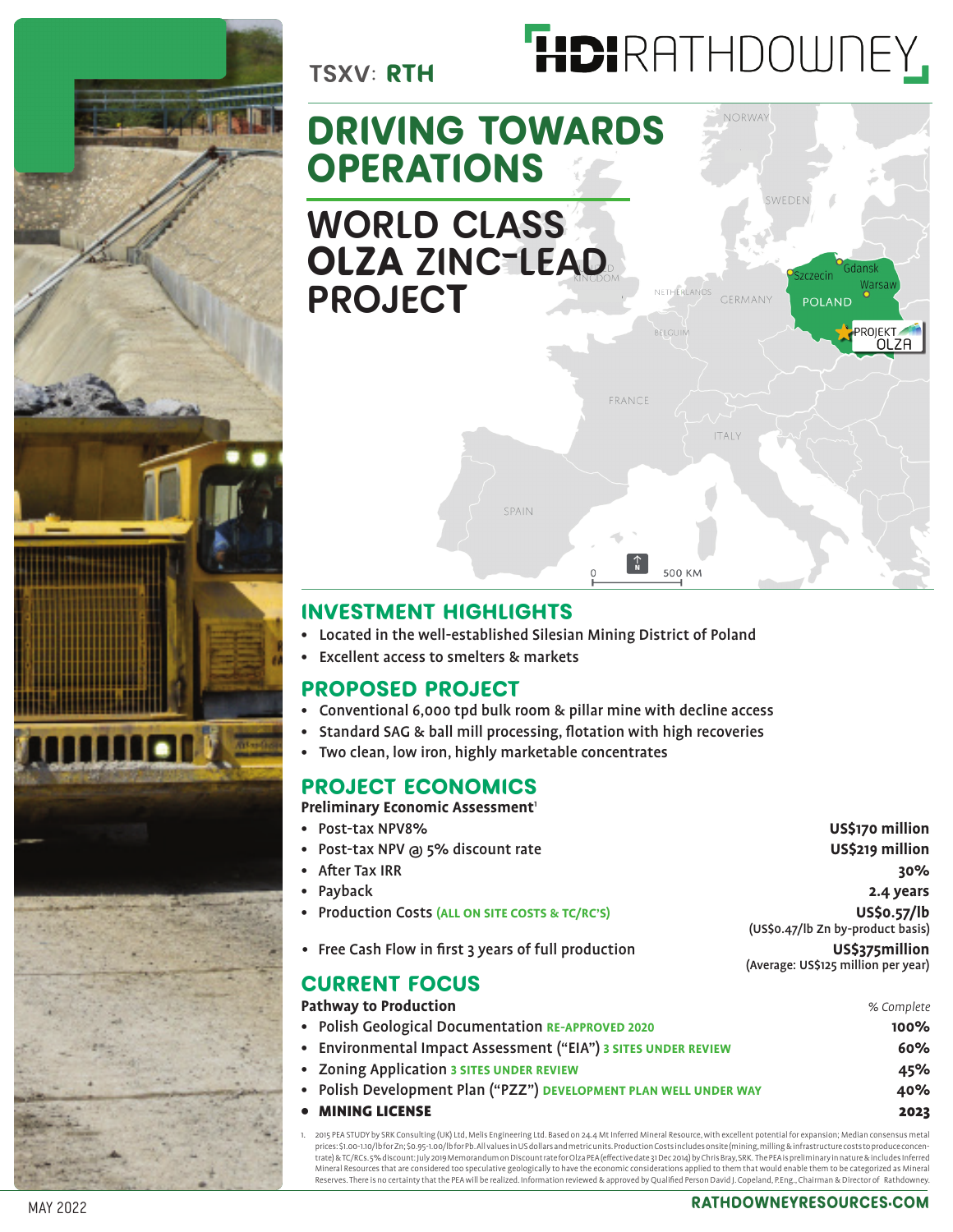TSXV: **RTH**

HDI RATHDOWNEY

# DRIVING TOWARDS OPERATIONS

# WORLD CLASS OLZA ZINC-LEAD PROJECT

## INVESTMENT HIGHLIGHTS

- Located in the well-established Silesian Mining District of Poland
- Excellent access to smelters & markets

## PROPOSED PROJECT

- Conventional 6,000 tpd bulk room & pillar mine with decline access
- Standard SAG & ball mill processing, flotation with high recoveries
- Two clean, low iron, highly marketable concentrates

## PROJECT ECONOMICS

**Preliminary Economic Assessment**[1]

| | |
|---|---|
| Post-tax NPV8% | **US$170 million** |
| Post-tax NPV @ 5% discount rate | **US$219 million** |
| After Tax IRR | **30%** |
| Payback | **2.4 years** |
| Production Costs (ALL ON SITE COSTS & TC/RC'S) | **US$0.57/lb** (US$0.47/lb Zn by-product basis) |
| Free Cash Flow in first 3 years of full production | **US$375million** (Average: US$125 million per year) |

## CURRENT FOCUS

**Pathway to Production**

| | *% Complete* |
|---|---|
| Polish Geological Documentation RE-APPROVED 2020 | **100%** |
| Environmental Impact Assessment ("EIA") 3 SITES UNDER REVIEW | **60%** |
| Zoning Application 3 SITES UNDER REVIEW | **45%** |
| Polish Development Plan ("PZZ") DEVELOPMENT PLAN WELL UNDER WAY | **40%** |
| **MINING LICENSE** | **2023** |

1. 2015 PEA STUDY by SRK Consulting (UK) Ltd, Melis Engineering Ltd. Based on 24.4 Mt Inferred Mineral Resource, with excellent potential for expansion; Median consensus metal prices: $1.00-1.10/lb for Zn; $0.95-1.00/lb for Pb. All values in US dollars and metric units. Production Costs includes onsite (mining, milling & infrastructure costs to produce concentrate) & TC/RCs. 5% discount: July 2019 Memorandum on Discount rate for Olza PEA (effective date 31 Dec 2014) by Chris Bray, SRK. The PEA is preliminary in nature & includes Inferred Mineral Resources that are considered too speculative geologically to have the economic considerations applied to them that would enable them to be categorized as Mineral Reserves. There is no certainty that the PEA will be realized. Information reviewed & approved by Qualified Person David J. Copeland, P.Eng., Chairman & Director of Rathdowney.

MAY 2022

RATHDOWNEYRESOURCES.COM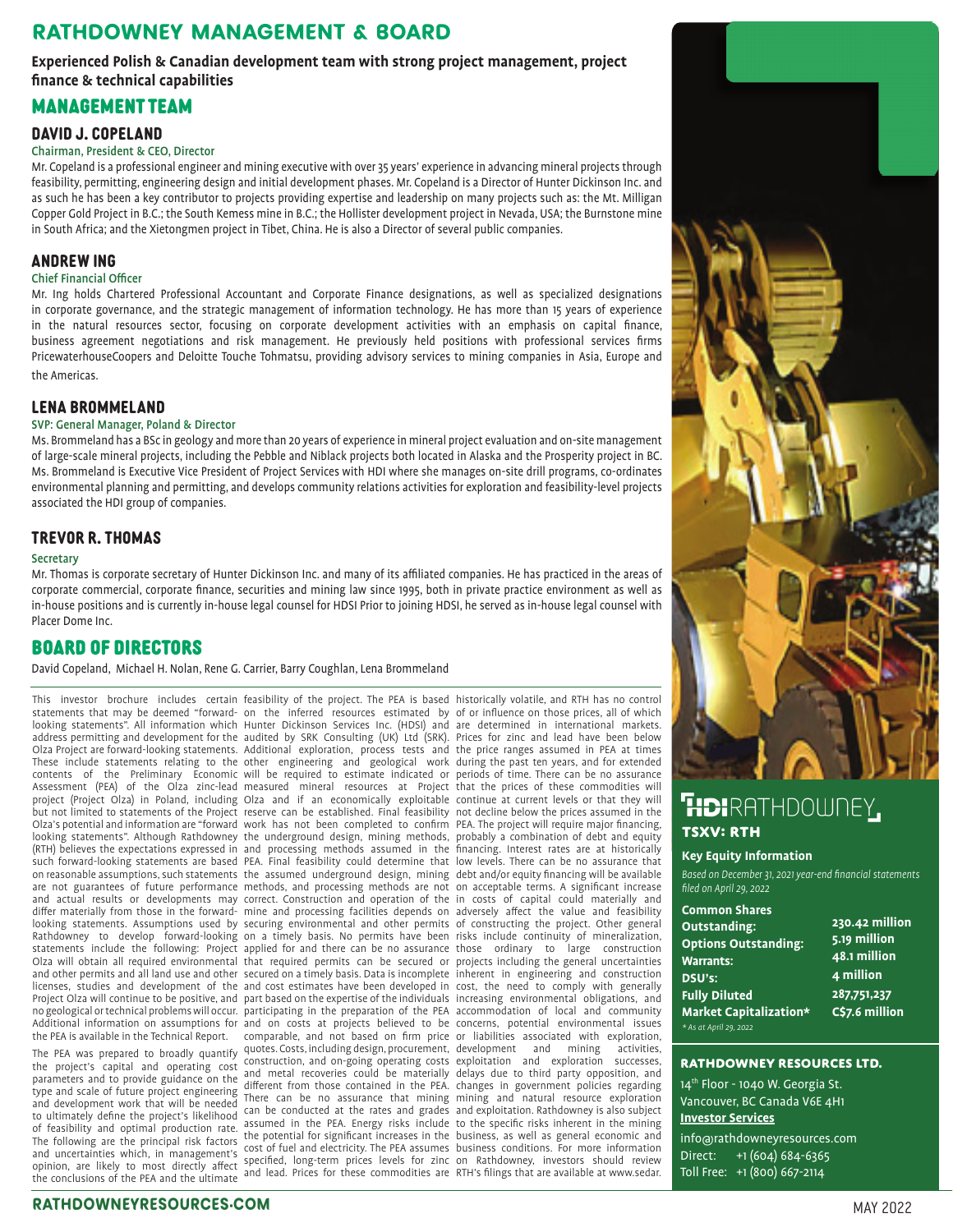# RATHDOWNEY MANAGEMENT & BOARD

**Experienced Polish & Canadian development team with strong project management, project finance & technical capabilities**

## MANAGEMENT TEAM

### DAVID J. COPELAND

Chairman, President & CEO, Director

Mr. Copeland is a professional engineer and mining executive with over 35 years' experience in advancing mineral projects through feasibility, permitting, engineering design and initial development phases. Mr. Copeland is a Director of Hunter Dickinson Inc. and as such he has been a key contributor to projects providing expertise and leadership on many projects such as: the Mt. Milligan Copper Gold Project in B.C.; the South Kemess mine in B.C.; the Hollister development project in Nevada, USA; the Burnstone mine in South Africa; and the Xietongmen project in Tibet, China. He is also a Director of several public companies.

### ANDREW ING

Chief Financial Officer

Mr. Ing holds Chartered Professional Accountant and Corporate Finance designations, as well as specialized designations in corporate governance, and the strategic management of information technology. He has more than 15 years of experience in the natural resources sector, focusing on corporate development activities with an emphasis on capital finance, business agreement negotiations and risk management. He previously held positions with professional services firms PricewaterhouseCoopers and Deloitte Touche Tohmatsu, providing advisory services to mining companies in Asia, Europe and the Americas.

### LENA BROMMELAND

SVP: General Manager, Poland & Director

Ms. Brommeland has a BSc in geology and more than 20 years of experience in mineral project evaluation and on-site management of large-scale mineral projects, including the Pebble and Niblack projects both located in Alaska and the Prosperity project in BC. Ms. Brommeland is Executive Vice President of Project Services with HDI where she manages on-site drill programs, co-ordinates environmental planning and permitting, and develops community relations activities for exploration and feasibility-level projects associated the HDI group of companies.

### TREVOR R. THOMAS

Secretary

Mr. Thomas is corporate secretary of Hunter Dickinson Inc. and many of its affiliated companies. He has practiced in the areas of corporate commercial, corporate finance, securities and mining law since 1995, both in private practice environment as well as in-house positions and is currently in-house legal counsel for HDSI Prior to joining HDSI, he served as in-house legal counsel with Placer Dome Inc.

## BOARD OF DIRECTORS

David Copeland, Michael H. Nolan, Rene G. Carrier, Barry Coughlan, Lena Brommeland

This investor brochure includes certain statements that may be deemed "forward-looking statements". All information which address permitting and development for the Olza Project are forward-looking statements. These include statements relating to the contents of the Preliminary Economic Assessment (PEA) of the Olza zinc-lead project (Project Olza) in Poland, including but not limited to statements of the Project Olza's potential and information are "forward looking statements". Although Rathdowney (RTH) believes the expectations expressed in such forward-looking statements are based on reasonable assumptions, such statements are not guarantees of future performance and actual results or developments may differ materially from those in the forward-looking statements. Assumptions used by Rathdowney to develop forward-looking statements include the following: Project Olza will obtain all required environmental and other permits and all land use and other licenses, studies and development of the Project Olza will continue to be positive, and no geological or technical problems will occur. Additional information on assumptions for the PEA is available in the Technical Report.

The PEA was prepared to broadly quantify the project's capital and operating cost parameters and to provide guidance on the type and scale of future project engineering and development work that will be needed to ultimately define the project's likelihood of feasibility and optimal production rate. The following are the principal risk factors and uncertainties which, in management's opinion, are likely to most directly affect the conclusions of the PEA and the ultimate feasibility of the project. The PEA is based on the inferred resources estimated by Hunter Dickinson Services Inc. (HDSI) and audited by SRK Consulting (UK) Ltd (SRK). Additional exploration, process tests and other engineering and geological work will be required to estimate indicated or measured mineral resources at Project Olza and if an economically exploitable reserve can be established. Final feasibility work has not been completed to confirm the underground design, mining methods, and processing methods assumed in the PEA. Final feasibility could determine that the assumed underground design, mining methods, and processing methods are not correct. Construction and operation of the mine and processing facilities depends on securing environmental and other permits on a timely basis. No permits have been applied for and there can be no assurance that required permits can be secured or secured on a timely basis. Data is incomplete and cost estimates have been developed in part based on the expertise of the individuals participating in the preparation of the PEA and on costs at projects believed to be comparable, and not based on firm price quotes. Costs, including design, procurement, construction, and on-going operating costs and metal recoveries could be materially different from those contained in the PEA. There can be no assurance that mining can be conducted at the rates and grades assumed in the PEA. Energy risks include the potential for significant increases in the cost of fuel and electricity. The PEA assumes specified, long-term prices levels for zinc and lead. Prices for these commodities are historically volatile, and RTH has no control of or influence on those prices, all of which are determined in international markets. Prices for zinc and lead have been below the price ranges assumed in PEA at times during the past ten years, and for extended periods of time. There can be no assurance that the prices of these commodities will continue at current levels or that they will not decline below the prices assumed in the PEA. The project will require major financing, probably a combination of debt and equity financing. Interest rates are at historically low levels. There can be no assurance that debt and/or equity financing will be available on acceptable terms. A significant increase in costs of capital could materially and adversely affect the value and feasibility of constructing the project. Other general risks include continuity of mineralization, those ordinary to large construction projects including the general uncertainties inherent in engineering and construction cost, the need to comply with generally increasing environmental obligations, and accommodation of local and community concerns, potential environmental issues or liabilities associated with exploration, development and mining activities, exploitation and exploration successes, delays due to third party opposition, and changes in government policies regarding mining and natural resource exploration and exploitation. Rathdowney is also subject to the specific risks inherent in the mining business, as well as general economic and business conditions. For more information on Rathdowney, investors should review RTH's filings that are available at www.sedar.

HDI RATHDOWNEY

**TSXV: RTH**

### Key Equity Information

*Based on December 31, 2021 year-end financial statements filed on April 29, 2022*

| | |
|---|---|
| **Common Shares Outstanding:** | **230.42 million** |
| **Options Outstanding:** | **5.19 million** |
| **Warrants:** | **48.1 million** |
| **DSU's:** | **4 million** |
| **Fully Diluted** | **287,751,237** |
| **Market Capitalization\*** | **C$7.6 million** |

*\* As at April 29, 2022*

### RATHDOWNEY RESOURCES LTD.

14th Floor - 1040 W. Georgia St.
Vancouver, BC Canada V6E 4H1

**Investor Services**

info@rathdowneyresources.com
Direct: +1 (604) 684-6365
Toll Free: +1 (800) 667-2114

RATHDOWNEYRESOURCES.COM

MAY 2022